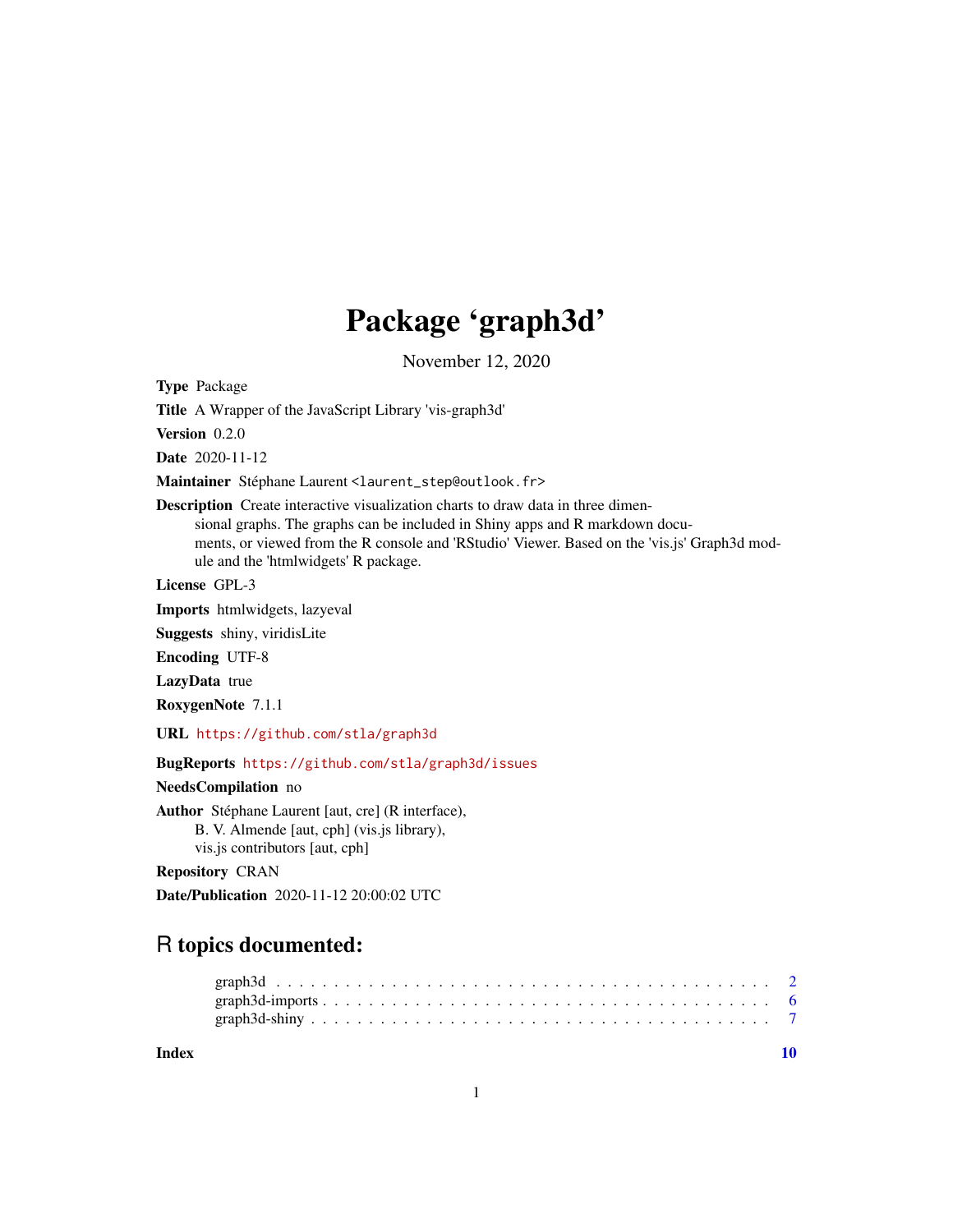# Package 'graph3d'

November 12, 2020

**Type** Package

**Title** A Wrapper of the JavaScript Library 'vis-graph3d'

**Version** 0.2.0

**Date** 2020-11-12

**Maintainer** Stéphane Laurent <laurent_step@outlook.fr>

**Description** Create interactive visualization charts to draw data in three dimensional graphs. The graphs can be included in Shiny apps and R markdown documents, or viewed from the R console and 'RStudio' Viewer. Based on the 'vis.js' Graph3d module and the 'htmlwidgets' R package.

**License** GPL-3

**Imports** htmlwidgets, lazyeval

**Suggests** shiny, viridisLite

**Encoding** UTF-8

**LazyData** true

**RoxygenNote** 7.1.1

**URL** https://github.com/stla/graph3d

**BugReports** https://github.com/stla/graph3d/issues

**NeedsCompilation** no

**Author** Stéphane Laurent [aut, cre] (R interface),
B. V. Almende [aut, cph] (vis.js library),
vis.js contributors [aut, cph]

**Repository** CRAN

**Date/Publication** 2020-11-12 20:00:02 UTC

## R topics documented:

graph3d . . . . . . . . . . . . . . . . . . . . . . . . . . . . . . . . . . . . . . . . . . . 2
graph3d-imports . . . . . . . . . . . . . . . . . . . . . . . . . . . . . . . . . . . . . . 6
graph3d-shiny . . . . . . . . . . . . . . . . . . . . . . . . . . . . . . . . . . . . . . . 7

**Index** **10**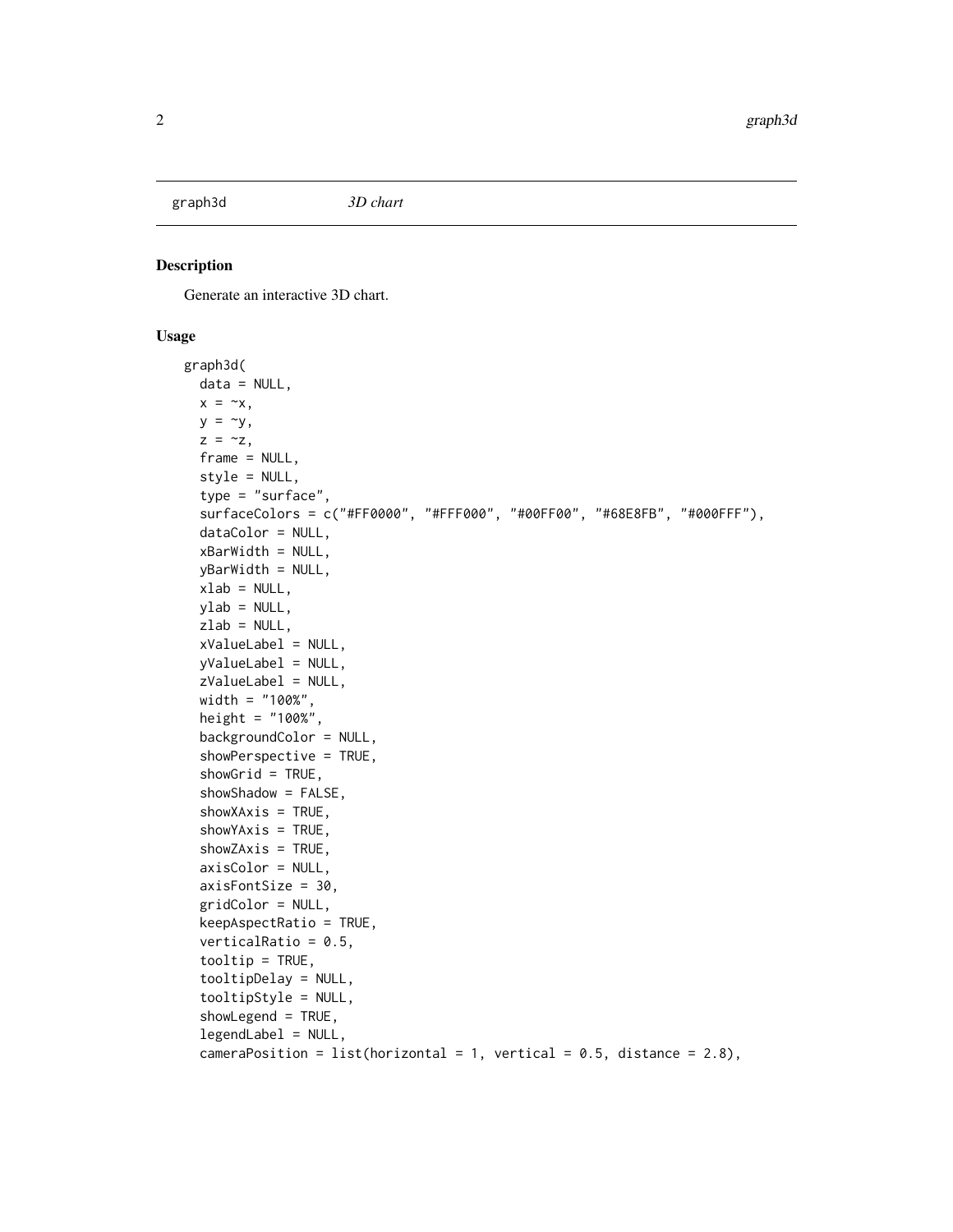graph3d &nbsp;&nbsp;&nbsp;&nbsp;&nbsp;&nbsp; *3D chart*

## Description

Generate an interactive 3D chart.

## Usage

```
graph3d(
  data = NULL,
  x = ~x,
  y = ~y,
  z = ~z,
  frame = NULL,
  style = NULL,
  type = "surface",
  surfaceColors = c("#FF0000", "#FFF000", "#00FF00", "#68E8FB", "#000FFF"),
  dataColor = NULL,
  xBarWidth = NULL,
  yBarWidth = NULL,
  xlab = NULL,
  ylab = NULL,
  zlab = NULL,
  xValueLabel = NULL,
  yValueLabel = NULL,
  zValueLabel = NULL,
  width = "100%",
  height = "100%",
  backgroundColor = NULL,
  showPerspective = TRUE,
  showGrid = TRUE,
  showShadow = FALSE,
  showXAxis = TRUE,
  showYAxis = TRUE,
  showZAxis = TRUE,
  axisColor = NULL,
  axisFontSize = 30,
  gridColor = NULL,
  keepAspectRatio = TRUE,
  verticalRatio = 0.5,
  tooltip = TRUE,
  tooltipDelay = NULL,
  tooltipStyle = NULL,
  showLegend = TRUE,
  legendLabel = NULL,
  cameraPosition = list(horizontal = 1, vertical = 0.5, distance = 2.8),
```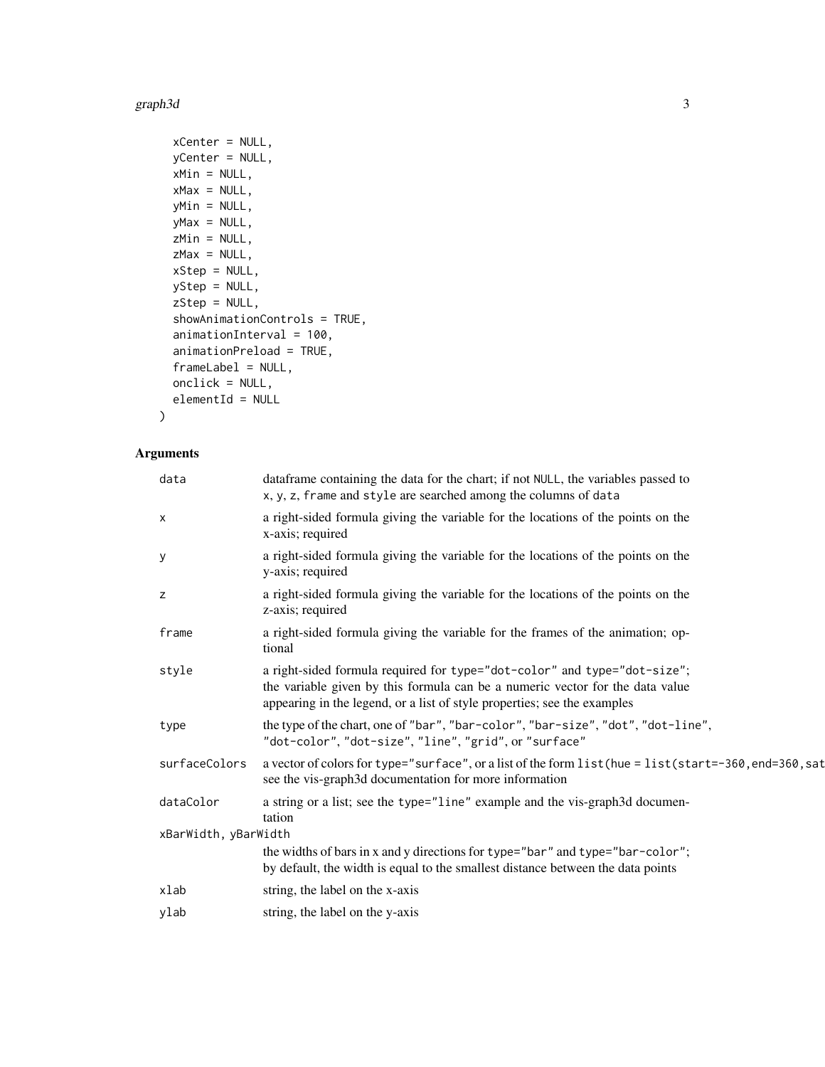```
  xCenter = NULL,
  yCenter = NULL,
  xMin = NULL,
  xMax = NULL,
  yMin = NULL,
  yMax = NULL,
  zMin = NULL,
  zMax = NULL,
  xStep = NULL,
  yStep = NULL,
  zStep = NULL,
  showAnimationControls = TRUE,
  animationInterval = 100,
  animationPreload = TRUE,
  frameLabel = NULL,
  onclick = NULL,
  elementId = NULL
)
```

## Arguments

| Argument | Description |
|---|---|
| `data` | dataframe containing the data for the chart; if not `NULL`, the variables passed to `x`, `y`, `z`, `frame` and `style` are searched among the columns of `data` |
| `x` | a right-sided formula giving the variable for the locations of the points on the x-axis; required |
| `y` | a right-sided formula giving the variable for the locations of the points on the y-axis; required |
| `z` | a right-sided formula giving the variable for the locations of the points on the z-axis; required |
| `frame` | a right-sided formula giving the variable for the frames of the animation; optional |
| `style` | a right-sided formula required for `type="dot-color"` and `type="dot-size"`; the variable given by this formula can be a numeric vector for the data value appearing in the legend, or a list of style properties; see the examples |
| `type` | the type of the chart, one of `"bar"`, `"bar-color"`, `"bar-size"`, `"dot"`, `"dot-line"`, `"dot-color"`, `"dot-size"`, `"line"`, `"grid"`, or `"surface"` |
| `surfaceColors` | a vector of colors for `type="surface"`, or a list of the form `list(hue = list(start=-360,end=360,sat` see the vis-graph3d documentation for more information |
| `dataColor` | a string or a list; see the `type="line"` example and the vis-graph3d documentation |
| `xBarWidth, yBarWidth` | the widths of bars in x and y directions for `type="bar"` and `type="bar-color"`; by default, the width is equal to the smallest distance between the data points |
| `xlab` | string, the label on the x-axis |
| `ylab` | string, the label on the y-axis |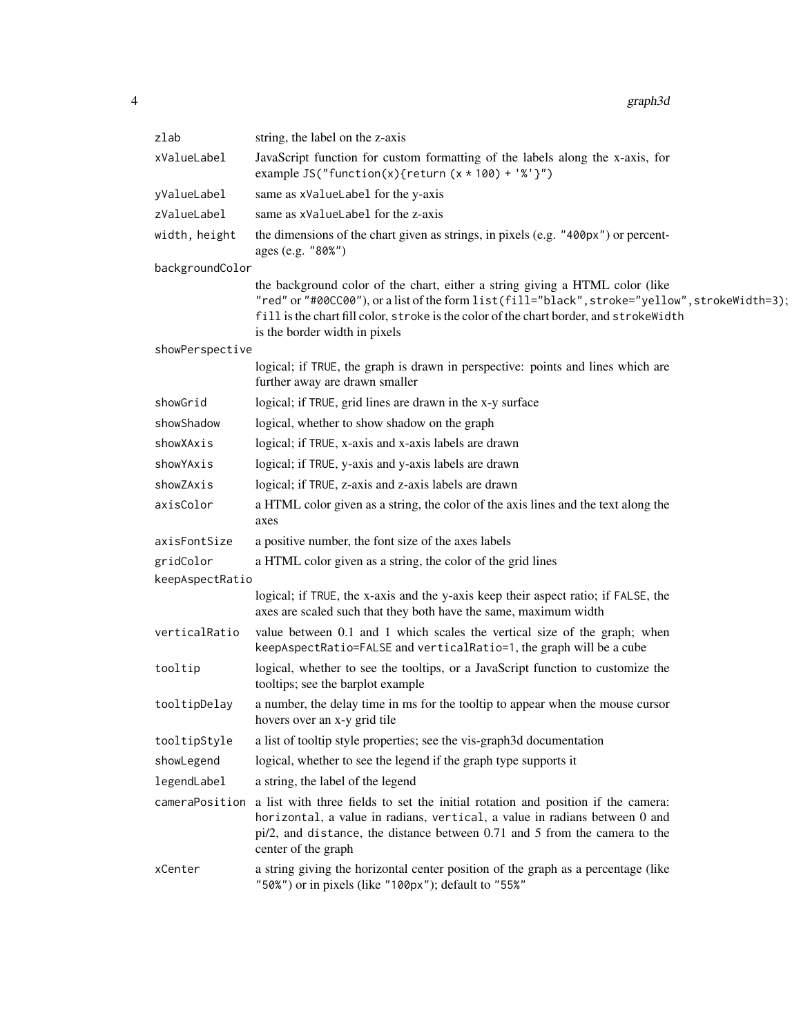| | |
|---|---|
| `zlab` | string, the label on the z-axis |
| `xValueLabel` | JavaScript function for custom formatting of the labels along the x-axis, for example `JS("function(x){return (x * 100) + '%'}")` |
| `yValueLabel` | same as `xValueLabel` for the y-axis |
| `zValueLabel` | same as `xValueLabel` for the z-axis |
| `width, height` | the dimensions of the chart given as strings, in pixels (e.g. `"400px"`) or percentages (e.g. `"80%"`) |
| `backgroundColor` | the background color of the chart, either a string giving a HTML color (like `"red"` or `"#00CC00"`), or a list of the form `list(fill="black",stroke="yellow",strokeWidth=3)`; `fill` is the chart fill color, `stroke` is the color of the chart border, and `strokeWidth` is the border width in pixels |
| `showPerspective` | logical; if `TRUE`, the graph is drawn in perspective: points and lines which are further away are drawn smaller |
| `showGrid` | logical; if `TRUE`, grid lines are drawn in the x-y surface |
| `showShadow` | logical, whether to show shadow on the graph |
| `showXAxis` | logical; if `TRUE`, x-axis and x-axis labels are drawn |
| `showYAxis` | logical; if `TRUE`, y-axis and y-axis labels are drawn |
| `showZAxis` | logical; if `TRUE`, z-axis and z-axis labels are drawn |
| `axisColor` | a HTML color given as a string, the color of the axis lines and the text along the axes |
| `axisFontSize` | a positive number, the font size of the axes labels |
| `gridColor` | a HTML color given as a string, the color of the grid lines |
| `keepAspectRatio` | logical; if `TRUE`, the x-axis and the y-axis keep their aspect ratio; if `FALSE`, the axes are scaled such that they both have the same, maximum width |
| `verticalRatio` | value between 0.1 and 1 which scales the vertical size of the graph; when `keepAspectRatio=FALSE` and `verticalRatio=1`, the graph will be a cube |
| `tooltip` | logical, whether to see the tooltips, or a JavaScript function to customize the tooltips; see the barplot example |
| `tooltipDelay` | a number, the delay time in ms for the tooltip to appear when the mouse cursor hovers over an x-y grid tile |
| `tooltipStyle` | a list of tooltip style properties; see the vis-graph3d documentation |
| `showLegend` | logical, whether to see the legend if the graph type supports it |
| `legendLabel` | a string, the label of the legend |
| `cameraPosition` | a list with three fields to set the initial rotation and position if the camera: `horizontal`, a value in radians, `vertical`, a value in radians between 0 and pi/2, and `distance`, the distance between 0.71 and 5 from the camera to the center of the graph |
| `xCenter` | a string giving the horizontal center position of the graph as a percentage (like `"50%"`) or in pixels (like `"100px"`); default to `"55%"` |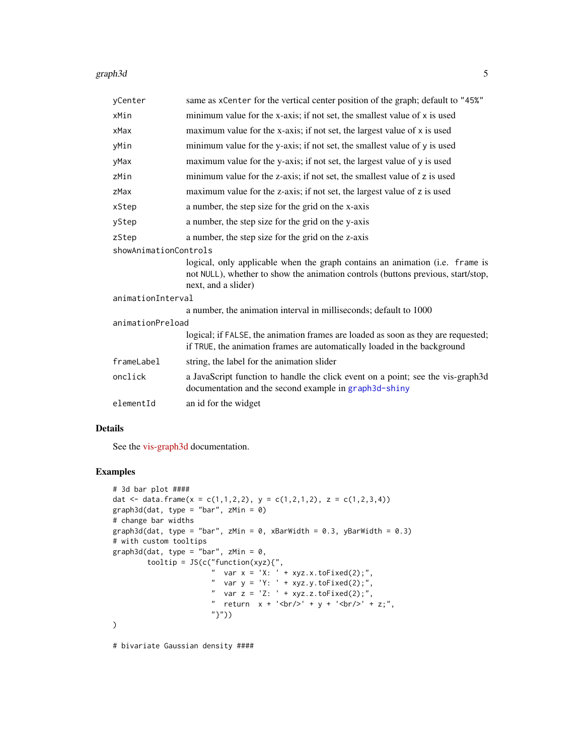| | |
|---|---|
| `yCenter` | same as `xCenter` for the vertical center position of the graph; default to `"45%"` |
| `xMin` | minimum value for the x-axis; if not set, the smallest value of `x` is used |
| `xMax` | maximum value for the x-axis; if not set, the largest value of `x` is used |
| `yMin` | minimum value for the y-axis; if not set, the smallest value of `y` is used |
| `yMax` | maximum value for the y-axis; if not set, the largest value of `y` is used |
| `zMin` | minimum value for the z-axis; if not set, the smallest value of `z` is used |
| `zMax` | maximum value for the z-axis; if not set, the largest value of `z` is used |
| `xStep` | a number, the step size for the grid on the x-axis |
| `yStep` | a number, the step size for the grid on the y-axis |
| `zStep` | a number, the step size for the grid on the z-axis |
| `showAnimationControls` | logical, only applicable when the graph contains an animation (i.e. `frame` is not `NULL`), whether to show the animation controls (buttons previous, start/stop, next, and a slider) |
| `animationInterval` | a number, the animation interval in milliseconds; default to 1000 |
| `animationPreload` | logical; if `FALSE`, the animation frames are loaded as soon as they are requested; if `TRUE`, the animation frames are automatically loaded in the background |
| `frameLabel` | string, the label for the animation slider |
| `onclick` | a JavaScript function to handle the click event on a point; see the vis-graph3d documentation and the second example in `graph3d-shiny` |
| `elementId` | an id for the widget |

## Details

See the vis-graph3d documentation.

## Examples

```
# 3d bar plot ####
dat <- data.frame(x = c(1,1,2,2), y = c(1,2,1,2), z = c(1,2,3,4))
graph3d(dat, type = "bar", zMin = 0)
# change bar widths
graph3d(dat, type = "bar", zMin = 0, xBarWidth = 0.3, yBarWidth = 0.3)
# with custom tooltips
graph3d(dat, type = "bar", zMin = 0,
        tooltip = JS(c("function(xyz){",
                       "  var x = 'X: ' + xyz.x.toFixed(2);",
                       "  var y = 'Y: ' + xyz.y.toFixed(2);",
                       "  var z = 'Z: ' + xyz.z.toFixed(2);",
                       "  return  x + '<br/>' + y + '<br/>' + z;",
                       "}"))
)

# bivariate Gaussian density ####
```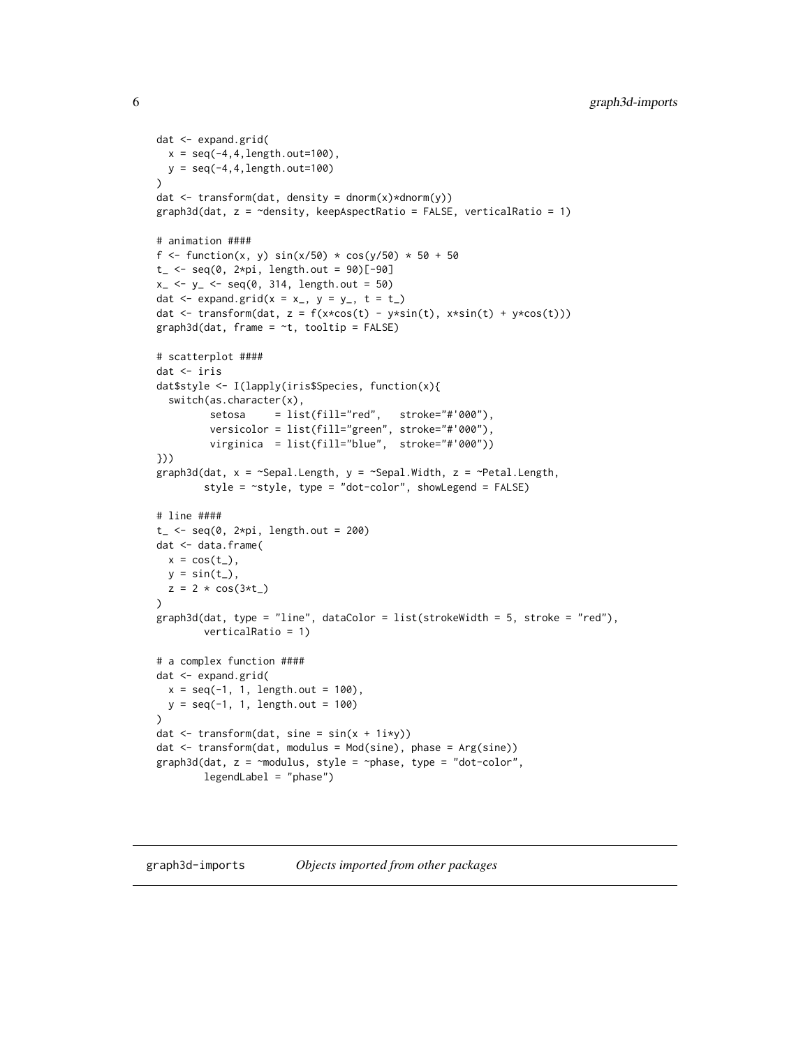```r
dat <- expand.grid(
  x = seq(-4,4,length.out=100),
  y = seq(-4,4,length.out=100)
)
dat <- transform(dat, density = dnorm(x)*dnorm(y))
graph3d(dat, z = ~density, keepAspectRatio = FALSE, verticalRatio = 1)

# animation ####
f <- function(x, y) sin(x/50) * cos(y/50) * 50 + 50
t_ <- seq(0, 2*pi, length.out = 90)[-90]
x_ <- y_ <- seq(0, 314, length.out = 50)
dat <- expand.grid(x = x_, y = y_, t = t_)
dat <- transform(dat, z = f(x*cos(t) - y*sin(t), x*sin(t) + y*cos(t)))
graph3d(dat, frame = ~t, tooltip = FALSE)

# scatterplot ####
dat <- iris
dat$style <- I(lapply(iris$Species, function(x){
  switch(as.character(x),
         setosa     = list(fill="red",   stroke="#'000"),
         versicolor = list(fill="green", stroke="#'000"),
         virginica  = list(fill="blue",  stroke="#'000"))
}))
graph3d(dat, x = ~Sepal.Length, y = ~Sepal.Width, z = ~Petal.Length,
        style = ~style, type = "dot-color", showLegend = FALSE)

# line ####
t_ <- seq(0, 2*pi, length.out = 200)
dat <- data.frame(
  x = cos(t_),
  y = sin(t_),
  z = 2 * cos(3*t_)
)
graph3d(dat, type = "line", dataColor = list(strokeWidth = 5, stroke = "red"),
        verticalRatio = 1)

# a complex function ####
dat <- expand.grid(
  x = seq(-1, 1, length.out = 100),
  y = seq(-1, 1, length.out = 100)
)
dat <- transform(dat, sine = sin(x + 1i*y))
dat <- transform(dat, modulus = Mod(sine), phase = Arg(sine))
graph3d(dat, z = ~modulus, style = ~phase, type = "dot-color",
        legendLabel = "phase")
```

## graph3d-imports — *Objects imported from other packages*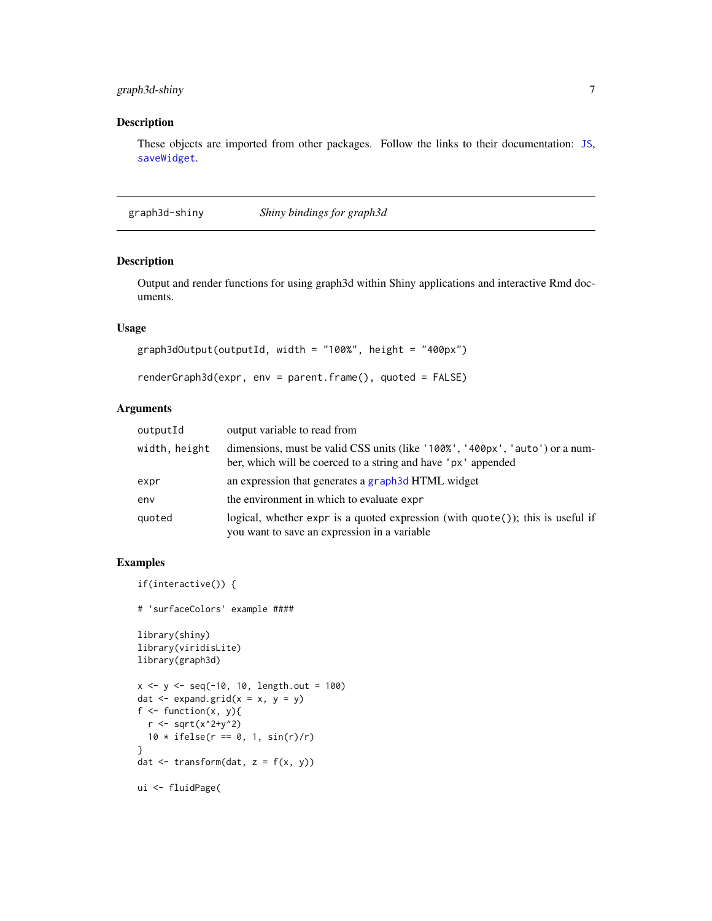## Description

These objects are imported from other packages. Follow the links to their documentation: JS, saveWidget.

---

graph3d-shiny    *Shiny bindings for graph3d*

---

## Description

Output and render functions for using graph3d within Shiny applications and interactive Rmd documents.

## Usage

```
graph3dOutput(outputId, width = "100%", height = "400px")

renderGraph3d(expr, env = parent.frame(), quoted = FALSE)
```

## Arguments

| | |
|---|---|
| `outputId` | output variable to read from |
| `width, height` | dimensions, must be valid CSS units (like `'100%'`, `'400px'`, `'auto'`) or a number, which will be coerced to a string and have `'px'` appended |
| `expr` | an expression that generates a `graph3d` HTML widget |
| `env` | the environment in which to evaluate `expr` |
| `quoted` | logical, whether `expr` is a quoted expression (with `quote()`); this is useful if you want to save an expression in a variable |

## Examples

```
if(interactive()) {

# 'surfaceColors' example ####

library(shiny)
library(viridisLite)
library(graph3d)

x <- y <- seq(-10, 10, length.out = 100)
dat <- expand.grid(x = x, y = y)
f <- function(x, y){
  r <- sqrt(x^2+y^2)
  10 * ifelse(r == 0, 1, sin(r)/r)
}
dat <- transform(dat, z = f(x, y))

ui <- fluidPage(
```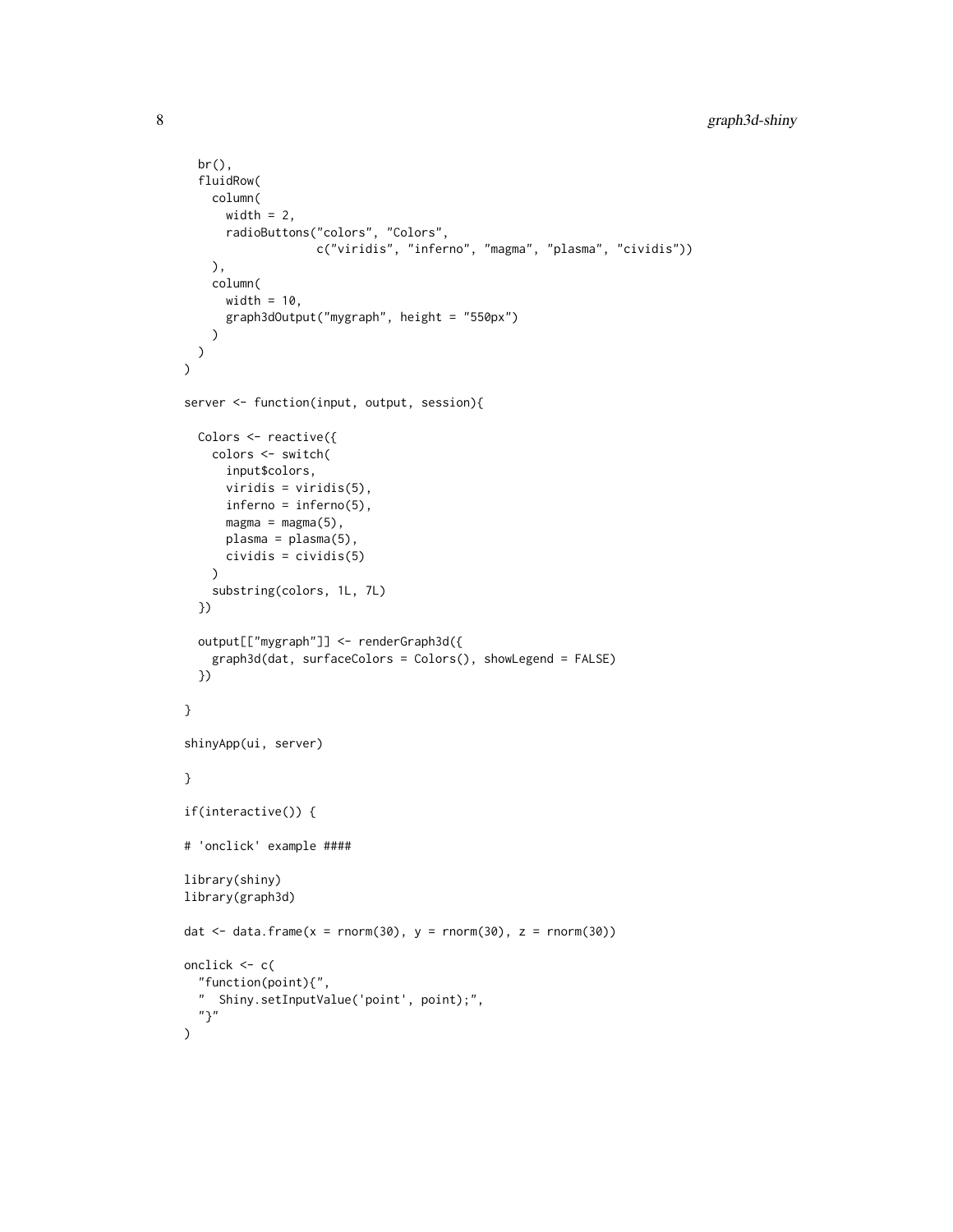```
  br(),
  fluidRow(
    column(
      width = 2,
      radioButtons("colors", "Colors",
                   c("viridis", "inferno", "magma", "plasma", "cividis"))
    ),
    column(
      width = 10,
      graph3dOutput("mygraph", height = "550px")
    )
  )
)

server <- function(input, output, session){

  Colors <- reactive({
    colors <- switch(
      input$colors,
      viridis = viridis(5),
      inferno = inferno(5),
      magma = magma(5),
      plasma = plasma(5),
      cividis = cividis(5)
    )
    substring(colors, 1L, 7L)
  })

  output[["mygraph"]] <- renderGraph3d({
    graph3d(dat, surfaceColors = Colors(), showLegend = FALSE)
  })

}

shinyApp(ui, server)

}

if(interactive()) {

# 'onclick' example ####

library(shiny)
library(graph3d)

dat <- data.frame(x = rnorm(30), y = rnorm(30), z = rnorm(30))

onclick <- c(
  "function(point){",
  "  Shiny.setInputValue('point', point);",
  "}"
)
```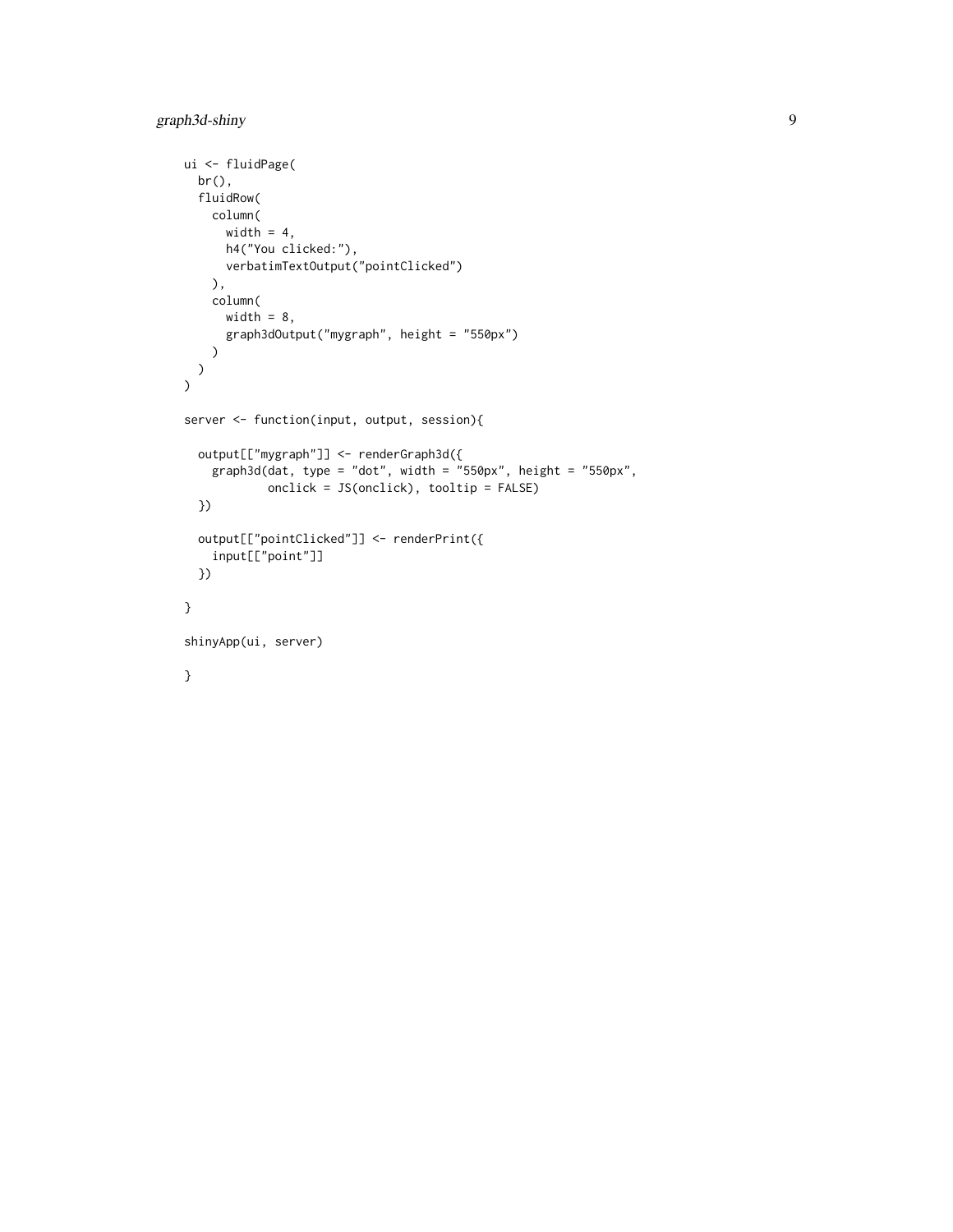```
ui <- fluidPage(
  br(),
  fluidRow(
    column(
      width = 4,
      h4("You clicked:"),
      verbatimTextOutput("pointClicked")
    ),
    column(
      width = 8,
      graph3dOutput("mygraph", height = "550px")
    )
  )
)

server <- function(input, output, session){

  output[["mygraph"]] <- renderGraph3d({
    graph3d(dat, type = "dot", width = "550px", height = "550px",
            onclick = JS(onclick), tooltip = FALSE)
  })

  output[["pointClicked"]] <- renderPrint({
    input[["point"]]
  })

}

shinyApp(ui, server)

}
```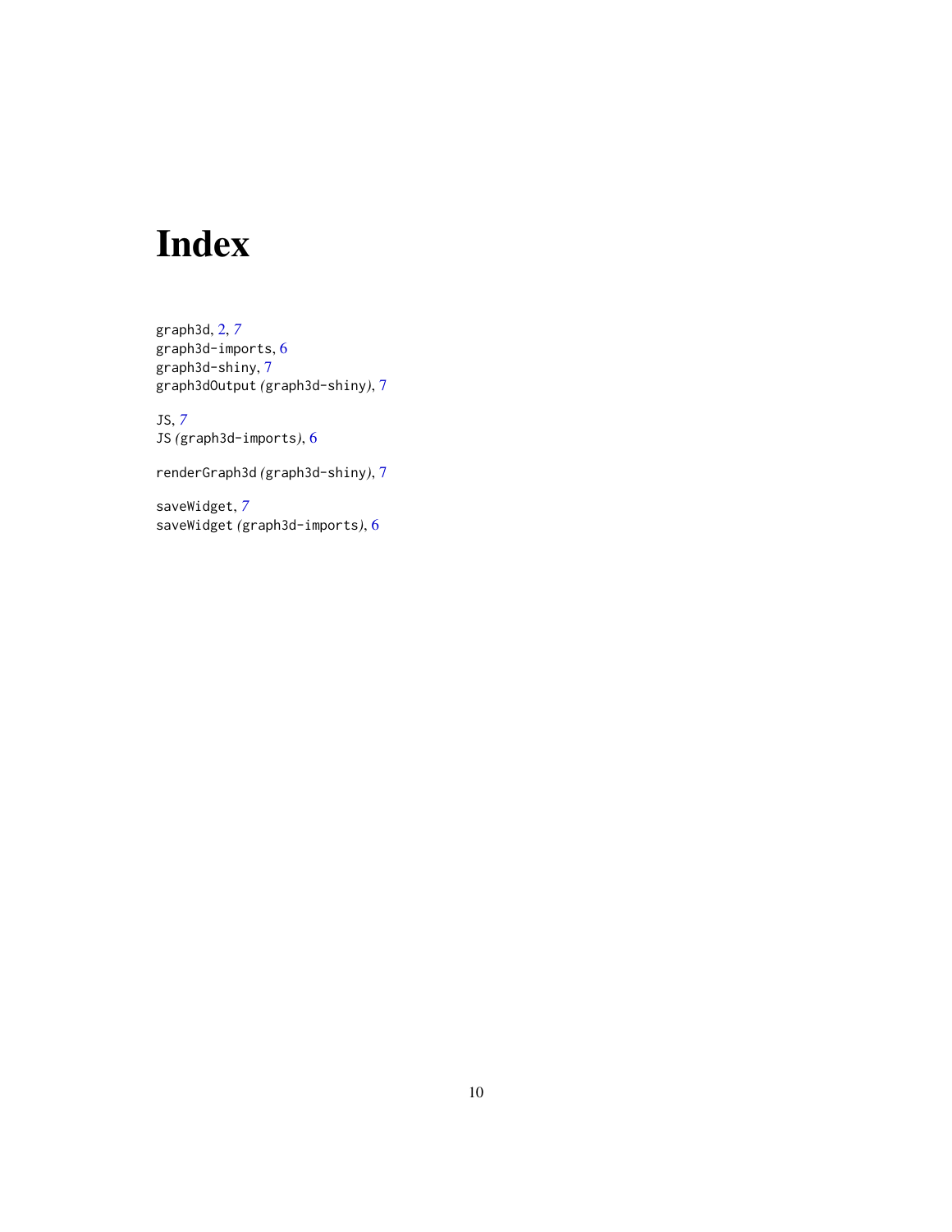# Index

graph3d, 2, *7*
graph3d-imports, 6
graph3d-shiny, 7
graph3dOutput *(*graph3d-shiny*)*, 7

JS, *7*
JS *(*graph3d-imports*)*, 6

renderGraph3d *(*graph3d-shiny*)*, 7

saveWidget, *7*
saveWidget *(*graph3d-imports*)*, 6